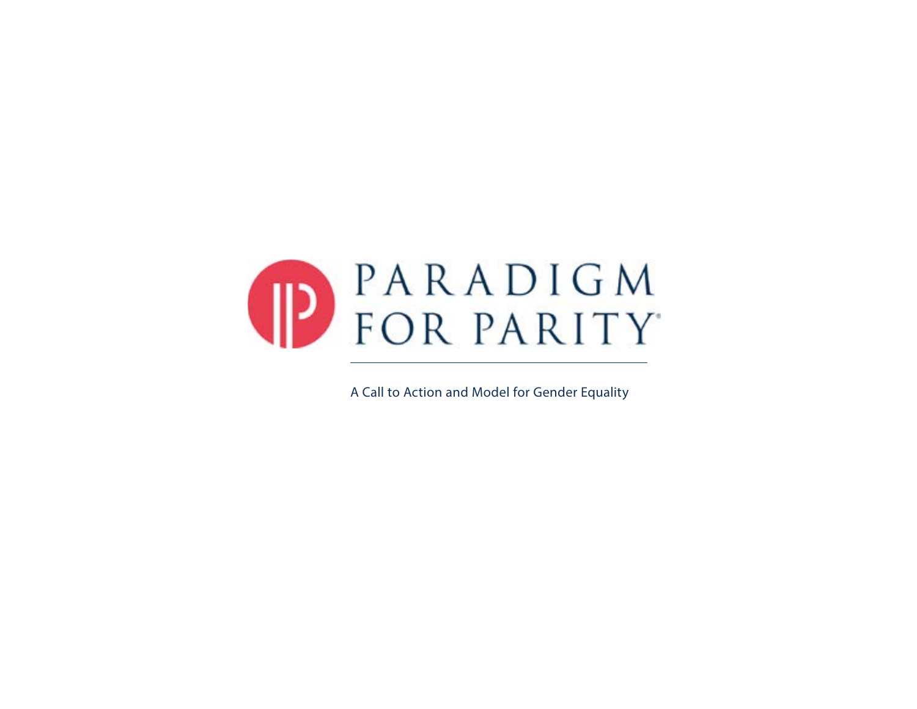# PARADIGM FOR PARITY®

---

A Call to Action and Model for Gender Equality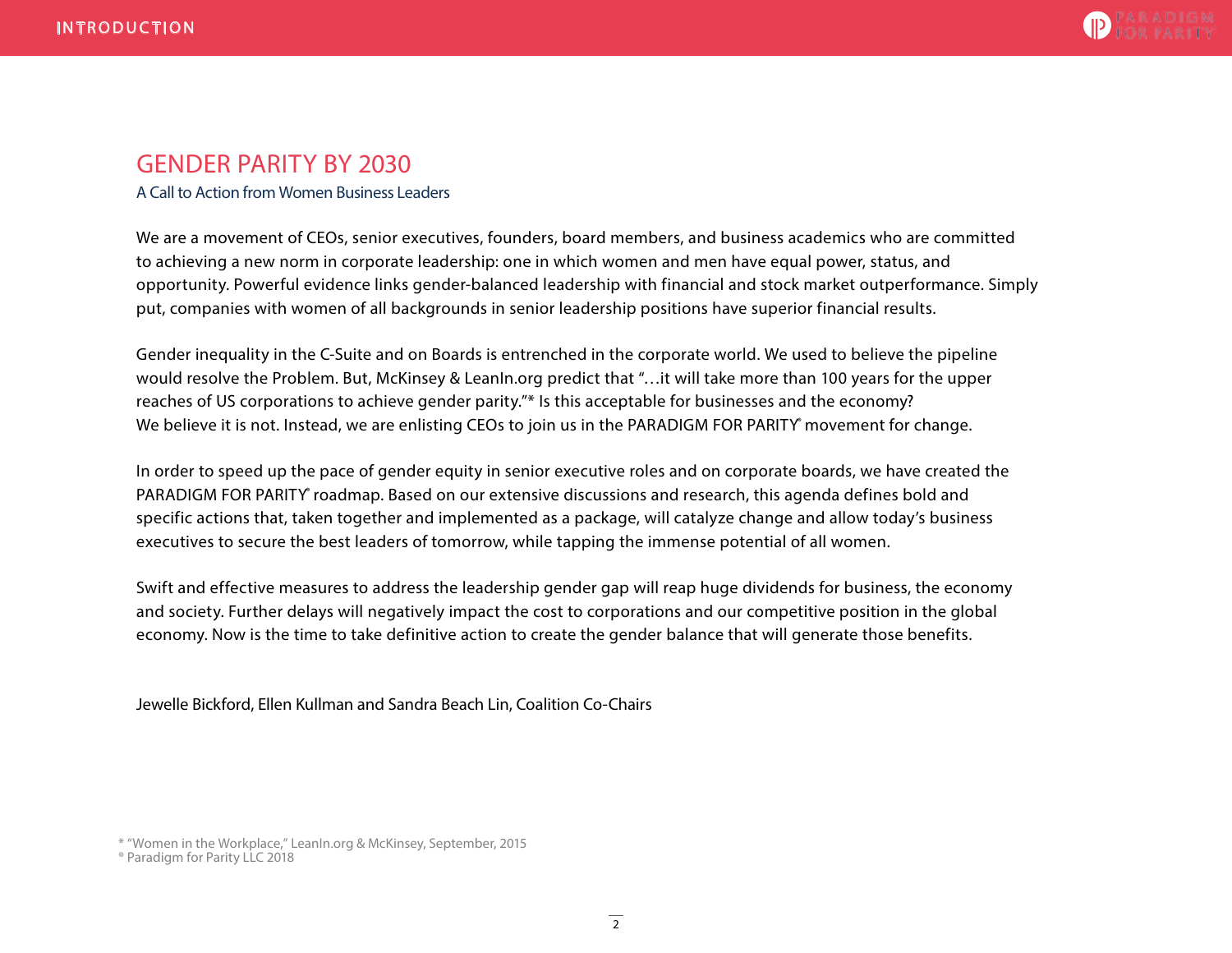# GENDER PARITY BY 2030

A Call to Action from Women Business Leaders

We are a movement of CEOs, senior executives, founders, board members, and business academics who are committed to achieving a new norm in corporate leadership: one in which women and men have equal power, status, and opportunity. Powerful evidence links gender-balanced leadership with financial and stock market outperformance. Simply put, companies with women of all backgrounds in senior leadership positions have superior financial results.

Gender inequality in the C-Suite and on Boards is entrenched in the corporate world. We used to believe the pipeline would resolve the Problem. But, McKinsey & LeanIn.org predict that "…it will take more than 100 years for the upper reaches of US corporations to achieve gender parity."* Is this acceptable for businesses and the economy? We believe it is not. Instead, we are enlisting CEOs to join us in the PARADIGM FOR PARITY® movement for change.

In order to speed up the pace of gender equity in senior executive roles and on corporate boards, we have created the PARADIGM FOR PARITY® roadmap. Based on our extensive discussions and research, this agenda defines bold and specific actions that, taken together and implemented as a package, will catalyze change and allow today's business executives to secure the best leaders of tomorrow, while tapping the immense potential of all women.

Swift and effective measures to address the leadership gender gap will reap huge dividends for business, the economy and society. Further delays will negatively impact the cost to corporations and our competitive position in the global economy. Now is the time to take definitive action to create the gender balance that will generate those benefits.

Jewelle Bickford, Ellen Kullman and Sandra Beach Lin, Coalition Co-Chairs

* "Women in the Workplace," LeanIn.org & McKinsey, September, 2015
® Paradigm for Parity LLC 2018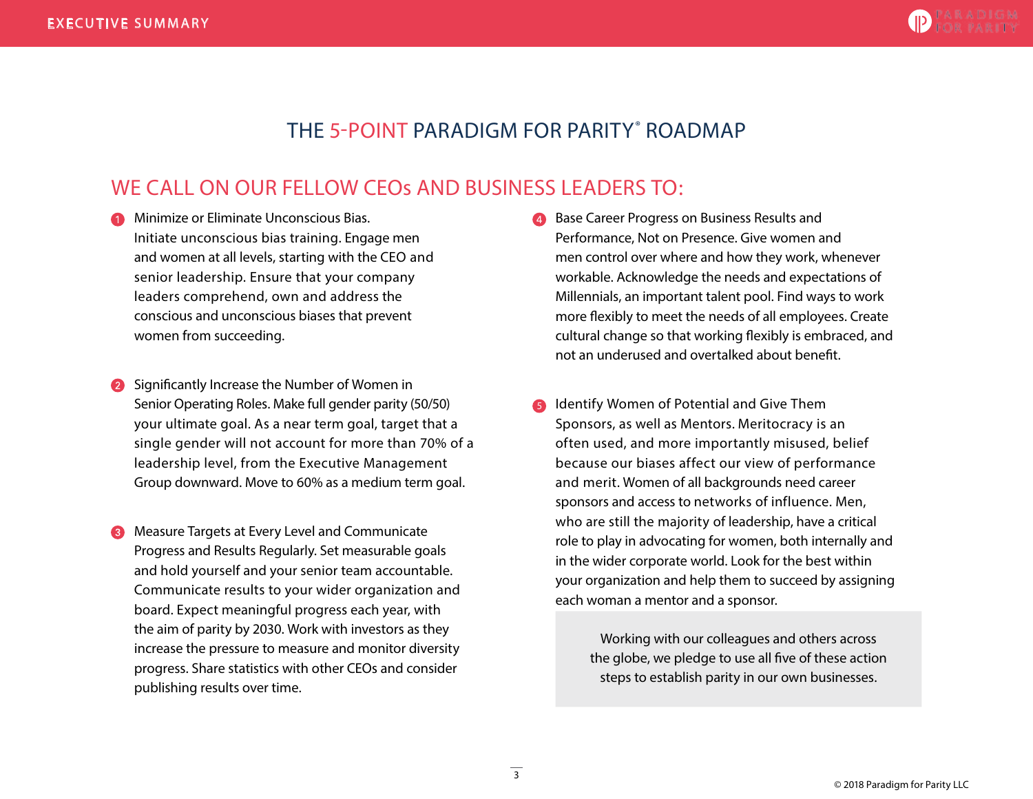# THE 5-POINT PARADIGM FOR PARITY® ROADMAP

## WE CALL ON OUR FELLOW CEOs AND BUSINESS LEADERS TO:

1. Minimize or Eliminate Unconscious Bias. Initiate unconscious bias training. Engage men and women at all levels, starting with the CEO and senior leadership. Ensure that your company leaders comprehend, own and address the conscious and unconscious biases that prevent women from succeeding.

2. Significantly Increase the Number of Women in Senior Operating Roles. Make full gender parity (50/50) your ultimate goal. As a near term goal, target that a single gender will not account for more than 70% of a leadership level, from the Executive Management Group downward. Move to 60% as a medium term goal.

3. Measure Targets at Every Level and Communicate Progress and Results Regularly. Set measurable goals and hold yourself and your senior team accountable. Communicate results to your wider organization and board. Expect meaningful progress each year, with the aim of parity by 2030. Work with investors as they increase the pressure to measure and monitor diversity progress. Share statistics with other CEOs and consider publishing results over time.

4. Base Career Progress on Business Results and Performance, Not on Presence. Give women and men control over where and how they work, whenever workable. Acknowledge the needs and expectations of Millennials, an important talent pool. Find ways to work more flexibly to meet the needs of all employees. Create cultural change so that working flexibly is embraced, and not an underused and overtalked about benefit.

5. Identify Women of Potential and Give Them Sponsors, as well as Mentors. Meritocracy is an often used, and more importantly misused, belief because our biases affect our view of performance and merit. Women of all backgrounds need career sponsors and access to networks of influence. Men, who are still the majority of leadership, have a critical role to play in advocating for women, both internally and in the wider corporate world. Look for the best within your organization and help them to succeed by assigning each woman a mentor and a sponsor.

> Working with our colleagues and others across the globe, we pledge to use all five of these action steps to establish parity in our own businesses.

© 2018 Paradigm for Parity LLC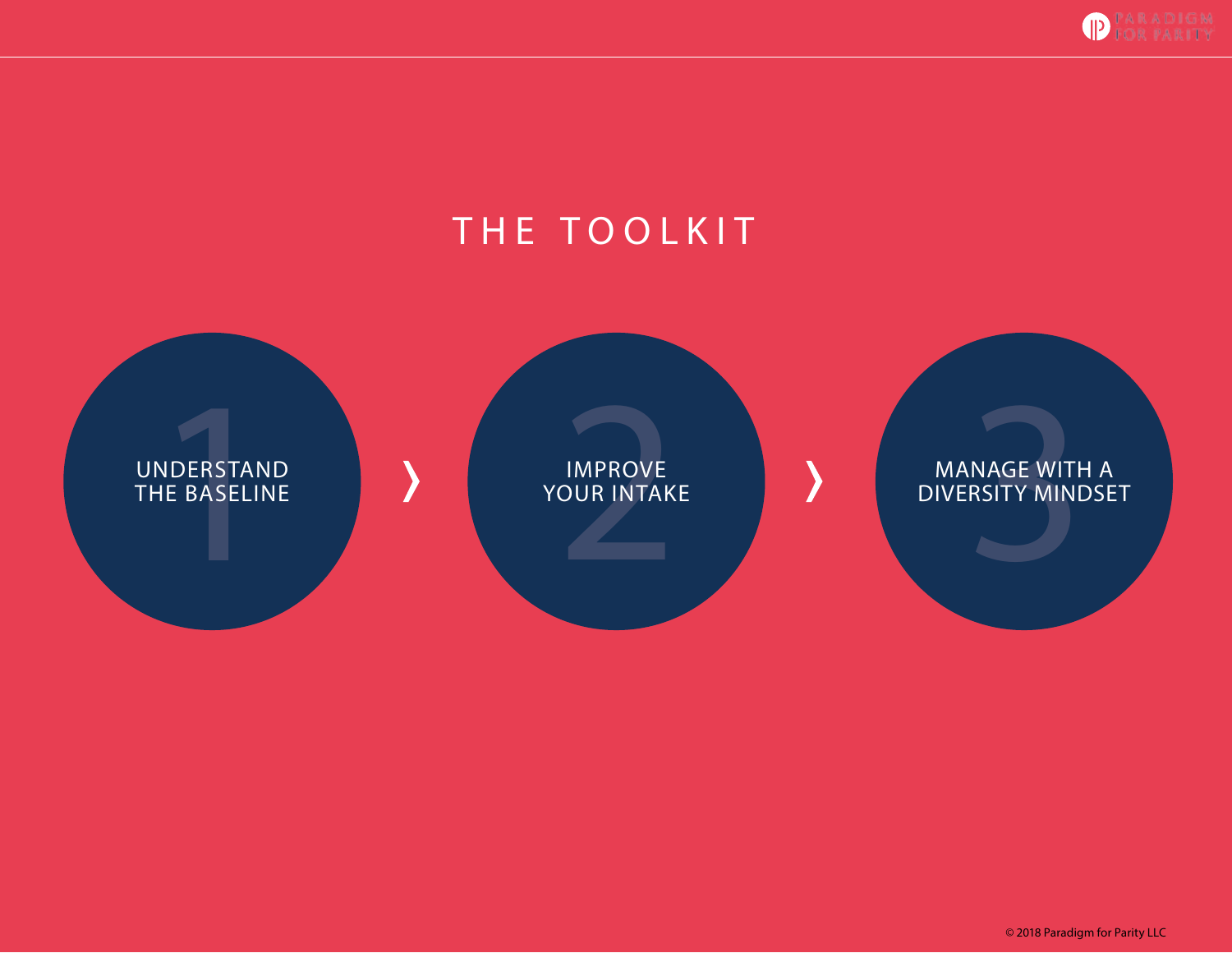# THE TOOLKIT

1. UNDERSTAND THE BASELINE ❯
2. IMPROVE YOUR INTAKE ❯
3. MANAGE WITH A DIVERSITY MINDSET

© 2018 Paradigm for Parity LLC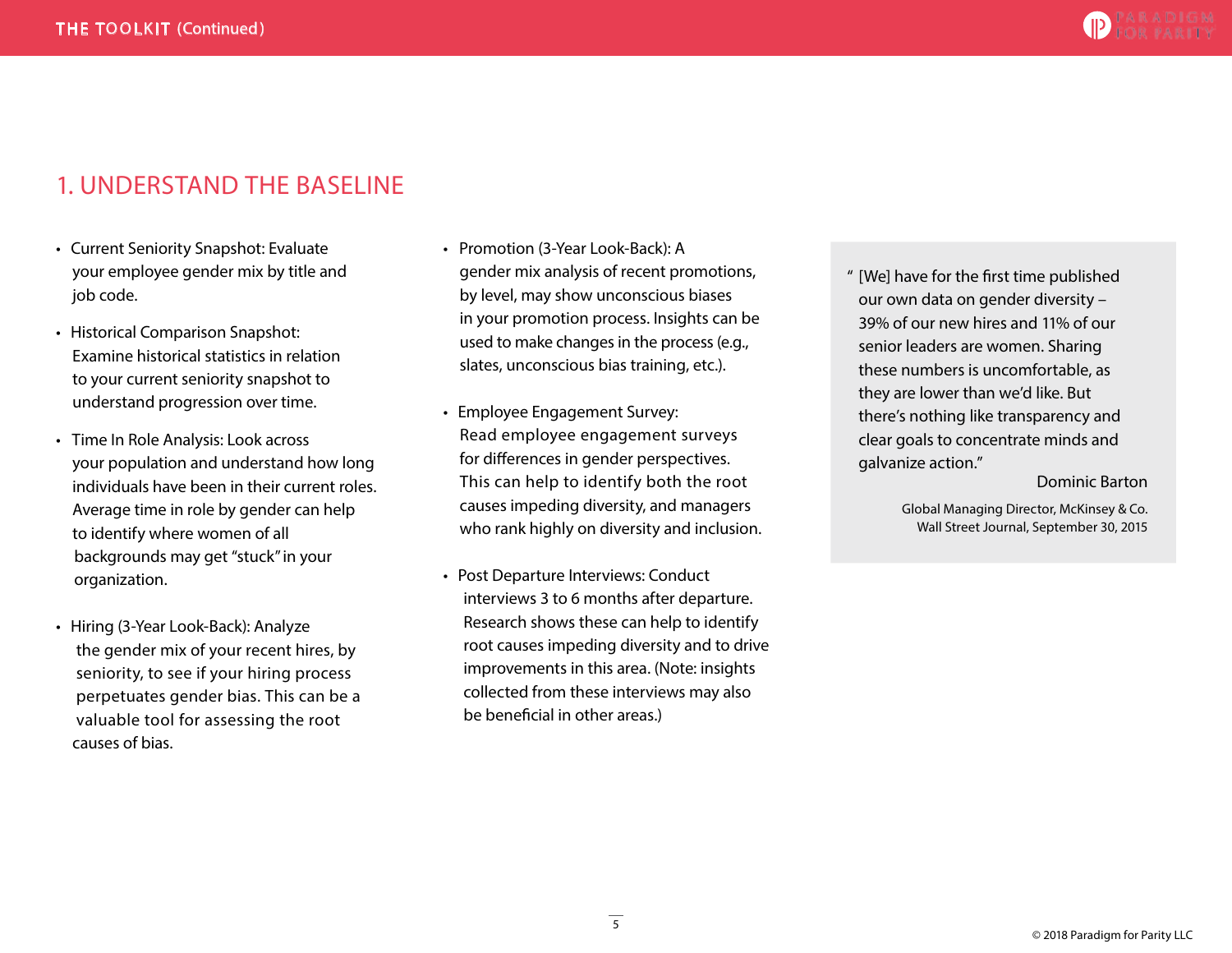# 1. UNDERSTAND THE BASELINE

- Current Seniority Snapshot: Evaluate your employee gender mix by title and job code.
- Historical Comparison Snapshot: Examine historical statistics in relation to your current seniority snapshot to understand progression over time.
- Time In Role Analysis: Look across your population and understand how long individuals have been in their current roles. Average time in role by gender can help to identify where women of all backgrounds may get "stuck" in your organization.
- Hiring (3-Year Look-Back): Analyze the gender mix of your recent hires, by seniority, to see if your hiring process perpetuates gender bias. This can be a valuable tool for assessing the root causes of bias.
- Promotion (3-Year Look-Back): A gender mix analysis of recent promotions, by level, may show unconscious biases in your promotion process. Insights can be used to make changes in the process (e.g., slates, unconscious bias training, etc.).
- Employee Engagement Survey: Read employee engagement surveys for differences in gender perspectives. This can help to identify both the root causes impeding diversity, and managers who rank highly on diversity and inclusion.
- Post Departure Interviews: Conduct interviews 3 to 6 months after departure. Research shows these can help to identify root causes impeding diversity and to drive improvements in this area. (Note: insights collected from these interviews may also be beneficial in other areas.)

> "[We] have for the first time published our own data on gender diversity – 39% of our new hires and 11% of our senior leaders are women. Sharing these numbers is uncomfortable, as they are lower than we'd like. But there's nothing like transparency and clear goals to concentrate minds and galvanize action."
>
> Dominic Barton
>
> Global Managing Director, McKinsey & Co.
> Wall Street Journal, September 30, 2015

© 2018 Paradigm for Parity LLC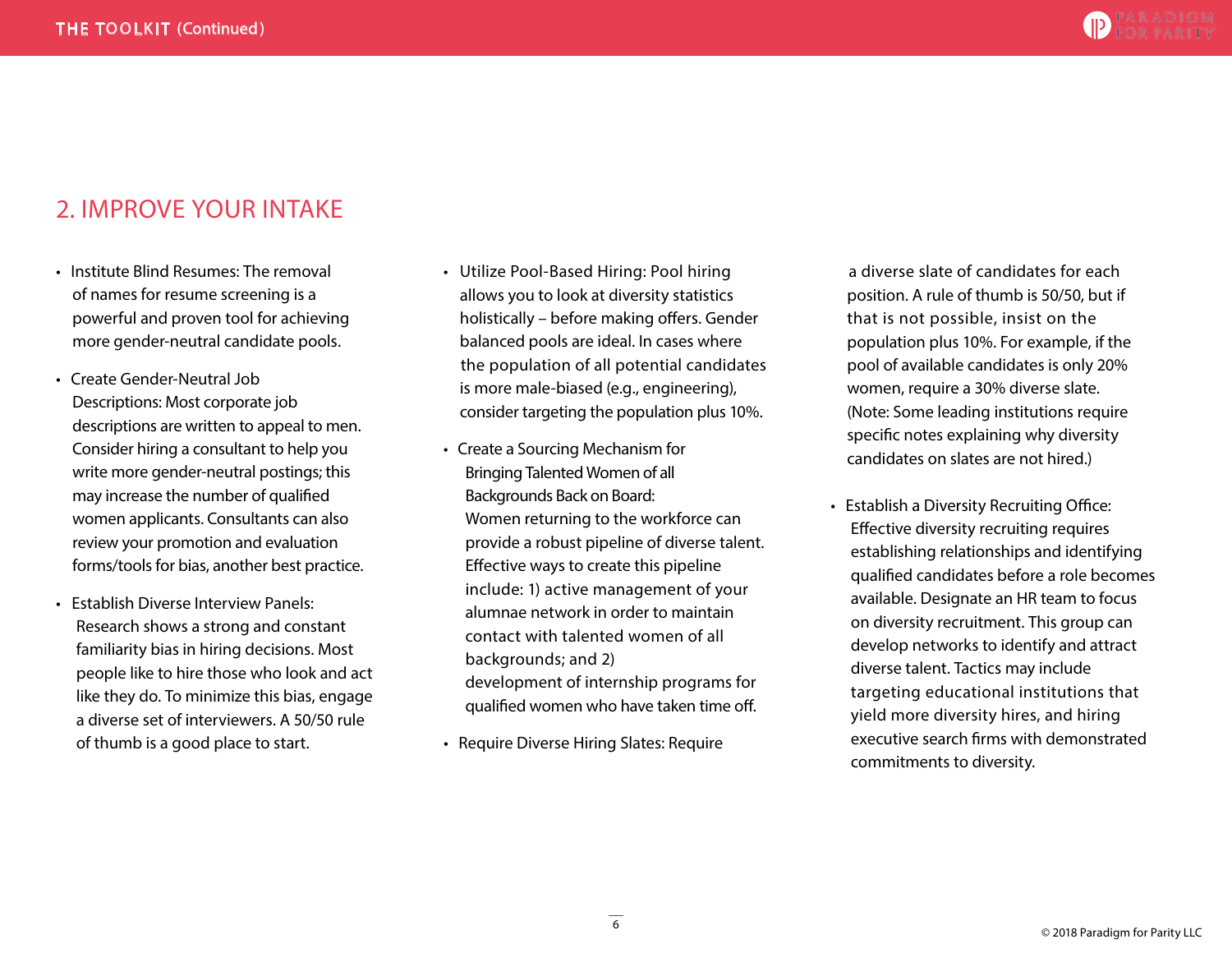## 2. IMPROVE YOUR INTAKE

- Institute Blind Resumes: The removal of names for resume screening is a powerful and proven tool for achieving more gender-neutral candidate pools.
- Create Gender-Neutral Job Descriptions: Most corporate job descriptions are written to appeal to men. Consider hiring a consultant to help you write more gender-neutral postings; this may increase the number of qualified women applicants. Consultants can also review your promotion and evaluation forms/tools for bias, another best practice.
- Establish Diverse Interview Panels: Research shows a strong and constant familiarity bias in hiring decisions. Most people like to hire those who look and act like they do. To minimize this bias, engage a diverse set of interviewers. A 50/50 rule of thumb is a good place to start.
- Utilize Pool-Based Hiring: Pool hiring allows you to look at diversity statistics holistically – before making offers. Gender balanced pools are ideal. In cases where the population of all potential candidates is more male-biased (e.g., engineering), consider targeting the population plus 10%.
- Create a Sourcing Mechanism for Bringing Talented Women of all Backgrounds Back on Board: Women returning to the workforce can provide a robust pipeline of diverse talent. Effective ways to create this pipeline include: 1) active management of your alumnae network in order to maintain contact with talented women of all backgrounds; and 2) development of internship programs for qualified women who have taken time off.
- Require Diverse Hiring Slates: Require a diverse slate of candidates for each position. A rule of thumb is 50/50, but if that is not possible, insist on the population plus 10%. For example, if the pool of available candidates is only 20% women, require a 30% diverse slate. (Note: Some leading institutions require specific notes explaining why diversity candidates on slates are not hired.)
- Establish a Diversity Recruiting Office: Effective diversity recruiting requires establishing relationships and identifying qualified candidates before a role becomes available. Designate an HR team to focus on diversity recruitment. This group can develop networks to identify and attract diverse talent. Tactics may include targeting educational institutions that yield more diversity hires, and hiring executive search firms with demonstrated commitments to diversity.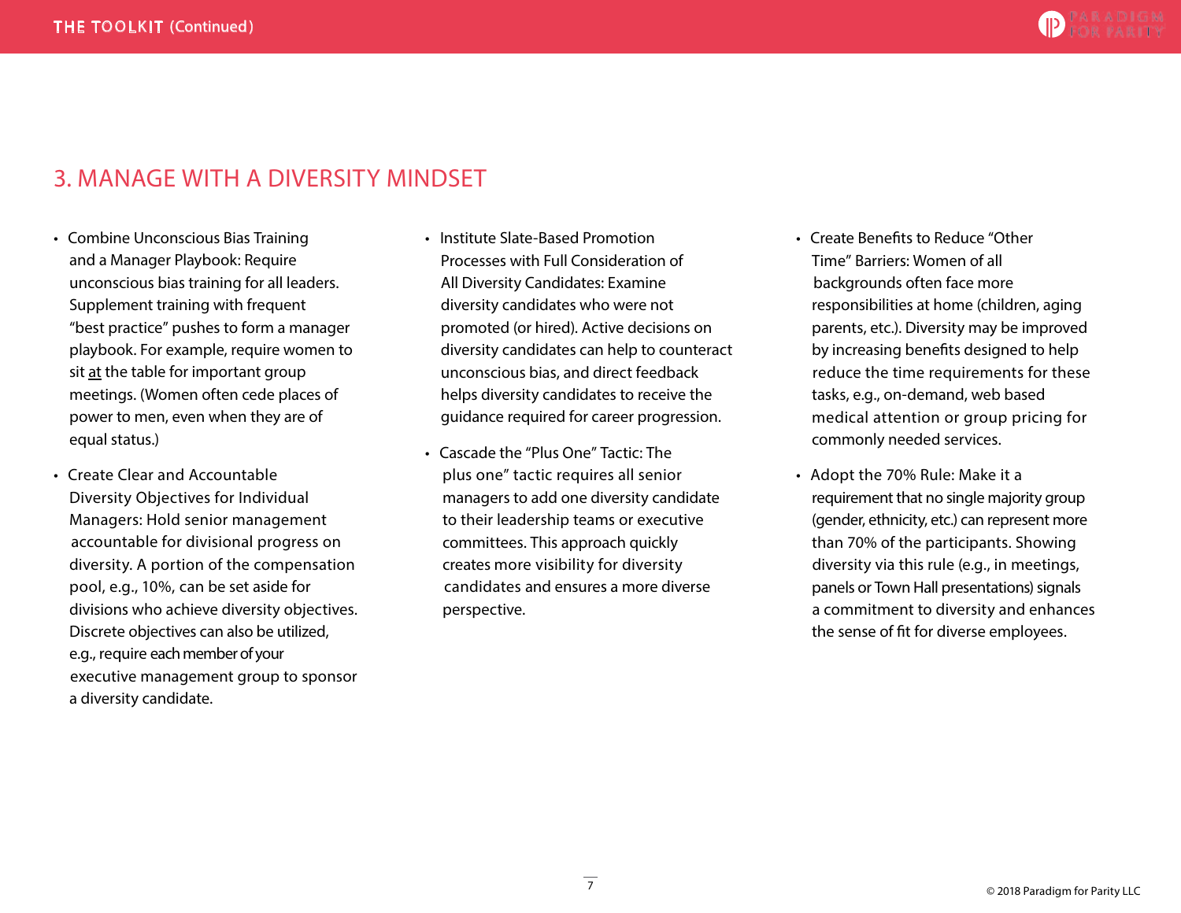## 3. MANAGE WITH A DIVERSITY MINDSET

- Combine Unconscious Bias Training and a Manager Playbook: Require unconscious bias training for all leaders. Supplement training with frequent "best practice" pushes to form a manager playbook. For example, require women to sit at the table for important group meetings. (Women often cede places of power to men, even when they are of equal status.)
- Create Clear and Accountable Diversity Objectives for Individual Managers: Hold senior management accountable for divisional progress on diversity. A portion of the compensation pool, e.g., 10%, can be set aside for divisions who achieve diversity objectives. Discrete objectives can also be utilized, e.g., require each member of your executive management group to sponsor a diversity candidate.
- Institute Slate-Based Promotion Processes with Full Consideration of All Diversity Candidates: Examine diversity candidates who were not promoted (or hired). Active decisions on diversity candidates can help to counteract unconscious bias, and direct feedback helps diversity candidates to receive the guidance required for career progression.
- Cascade the "Plus One" Tactic: The plus one" tactic requires all senior managers to add one diversity candidate to their leadership teams or executive committees. This approach quickly creates more visibility for diversity candidates and ensures a more diverse perspective.
- Create Benefits to Reduce "Other Time" Barriers: Women of all backgrounds often face more responsibilities at home (children, aging parents, etc.). Diversity may be improved by increasing benefits designed to help reduce the time requirements for these tasks, e.g., on-demand, web based medical attention or group pricing for commonly needed services.
- Adopt the 70% Rule: Make it a requirement that no single majority group (gender, ethnicity, etc.) can represent more than 70% of the participants. Showing diversity via this rule (e.g., in meetings, panels or Town Hall presentations) signals a commitment to diversity and enhances the sense of fit for diverse employees.

© 2018 Paradigm for Parity LLC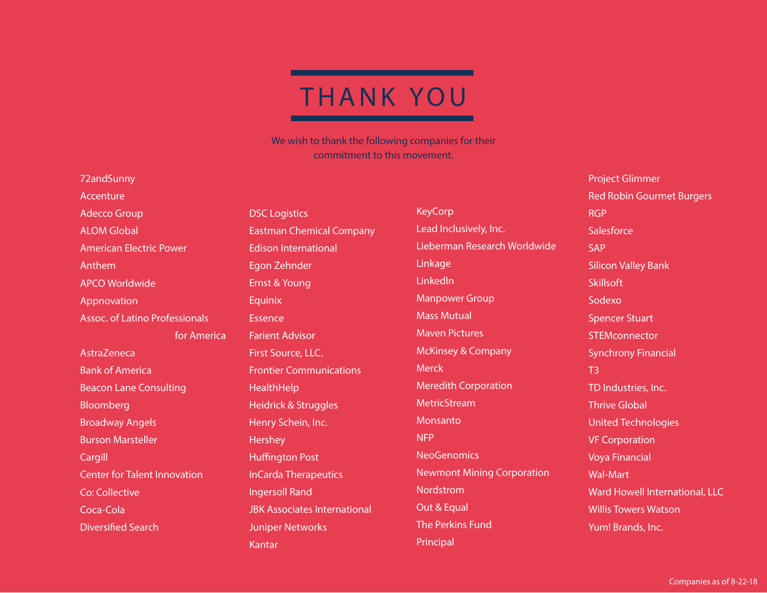# THANK YOU

We wish to thank the following companies for their commitment to this movement.

72andSunny
Accenture
Adecco Group
ALOM Global
American Electric Power
Anthem
APCO Worldwide
Appnovation
Assoc. of Latino Professionals for America
AstraZeneca
Bank of America
Beacon Lane Consulting
Bloomberg
Broadway Angels
Burson Marsteller
Cargill
Center for Talent Innovation
Co: Collective
Coca-Cola
Diversified Search
DSC Logistics
Eastman Chemical Company
Edison International
Egon Zehnder
Ernst & Young
Equinix
Essence
Farient Advisor
First Source, LLC.
Frontier Communications
HealthHelp
Heidrick & Struggles
Henry Schein, Inc.
Hershey
Huffington Post
InCarda Therapeutics
Ingersoll Rand
JBK Associates International
Juniper Networks
Kantar
KeyCorp
Lead Inclusively, Inc.
Lieberman Research Worldwide
Linkage
LinkedIn
Manpower Group
Mass Mutual
Maven Pictures
McKinsey & Company
Merck
Meredith Corporation
MetricStream
Monsanto
NFP
NeoGenomics
Newmont Mining Corporation
Nordstrom
Out & Equal
The Perkins Fund
Principal
Project Glimmer
Red Robin Gourmet Burgers
RGP
Salesforce
SAP
Silicon Valley Bank
Skillsoft
Sodexo
Spencer Stuart
STEMconnector
Synchrony Financial
T3
TD Industries, Inc.
Thrive Global
United Technologies
VF Corporation
Voya Financial
Wal-Mart
Ward Howell International, LLC
Willis Towers Watson
Yum! Brands, Inc.

Companies as of 8-22-18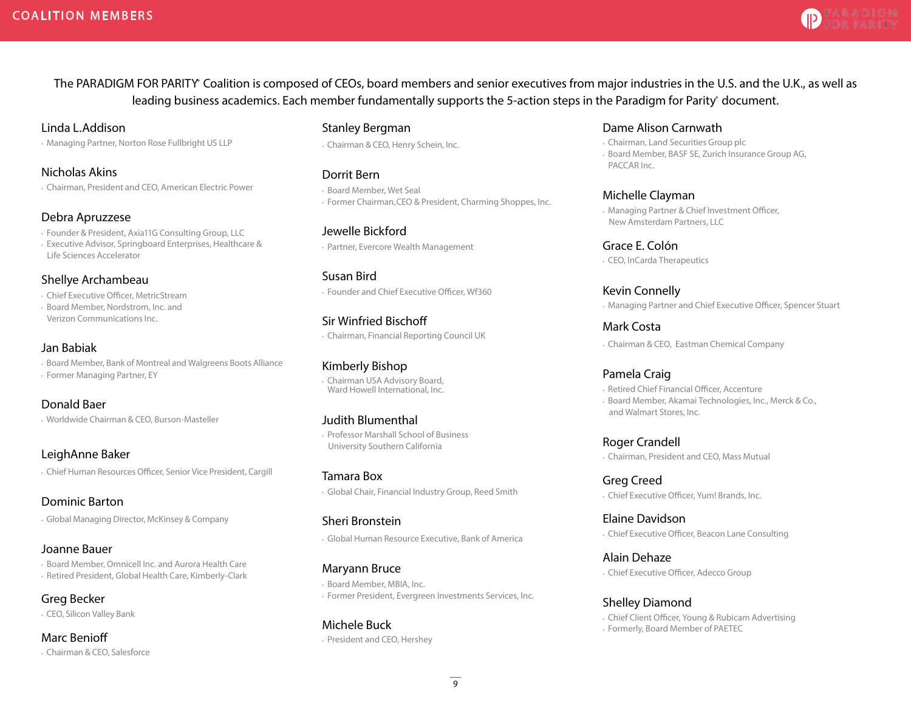# COALITION MEMBERS

The PARADIGM FOR PARITY® Coalition is composed of CEOs, board members and senior executives from major industries in the U.S. and the U.K., as well as leading business academics. Each member fundamentally supports the 5-action steps in the Paradigm for Parity® document.

**Linda L.Addison**
- Managing Partner, Norton Rose Fullbright US LLP

**Nicholas Akins**
- Chairman, President and CEO, American Electric Power

**Debra Apruzzese**
- Founder & President, Axia11G Consulting Group, LLC
- Executive Advisor, Springboard Enterprises, Healthcare & Life Sciences Accelerator

**Shellye Archambeau**
- Chief Executive Officer, MetricStream
- Board Member, Nordstrom, Inc. and Verizon Communications Inc.

**Jan Babiak**
- Board Member, Bank of Montreal and Walgreens Boots Alliance
- Former Managing Partner, EY

**Donald Baer**
- Worldwide Chairman & CEO, Burson-Masteller

**LeighAnne Baker**
- Chief Human Resources Officer, Senior Vice President, Cargill

**Dominic Barton**
- Global Managing Director, McKinsey & Company

**Joanne Bauer**
- Board Member, Omnicell Inc. and Aurora Health Care
- Retired President, Global Health Care, Kimberly-Clark

**Greg Becker**
- CEO, Silicon Valley Bank

**Marc Benioff**
- Chairman & CEO, Salesforce

**Stanley Bergman**
- Chairman & CEO, Henry Schein, Inc.

**Dorrit Bern**
- Board Member, Wet Seal
- Former Chairman,CEO & President, Charming Shoppes, Inc.

**Jewelle Bickford**
- Partner, Evercore Wealth Management

**Susan Bird**
- Founder and Chief Executive Officer, Wf360

**Sir Winfried Bischoff**
- Chairman, Financial Reporting Council UK

**Kimberly Bishop**
- Chairman USA Advisory Board, Ward Howell International, Inc.

**Judith Blumenthal**
- Professor Marshall School of Business University Southern California

**Tamara Box**
- Global Chair, Financial Industry Group, Reed Smith

**Sheri Bronstein**
- Global Human Resource Executive, Bank of America

**Maryann Bruce**
- Board Member, MBIA, Inc.
- Former President, Evergreen Investments Services, Inc.

**Michele Buck**
- President and CEO, Hershey

**Dame Alison Carnwath**
- Chairman, Land Securities Group plc
- Board Member, BASF SE, Zurich Insurance Group AG, PACCAR Inc.

**Michelle Clayman**
- Managing Partner & Chief Investment Officer, New Amsterdam Partners, LLC

**Grace E. Colón**
- CEO, InCarda Therapeutics

**Kevin Connelly**
- Managing Partner and Chief Executive Officer, Spencer Stuart

**Mark Costa**
- Chairman & CEO, Eastman Chemical Company

**Pamela Craig**
- Retired Chief Financial Officer, Accenture
- Board Member, Akamai Technologies, Inc., Merck & Co., and Walmart Stores, Inc.

**Roger Crandell**
- Chairman, President and CEO, Mass Mutual

**Greg Creed**
- Chief Executive Officer, Yum! Brands, Inc.

**Elaine Davidson**
- Chief Executive Officer, Beacon Lane Consulting

**Alain Dehaze**
- Chief Executive Officer, Adecco Group

**Shelley Diamond**
- Chief Client Officer, Young & Rubicam Advertising
- Formerly, Board Member of PAETEC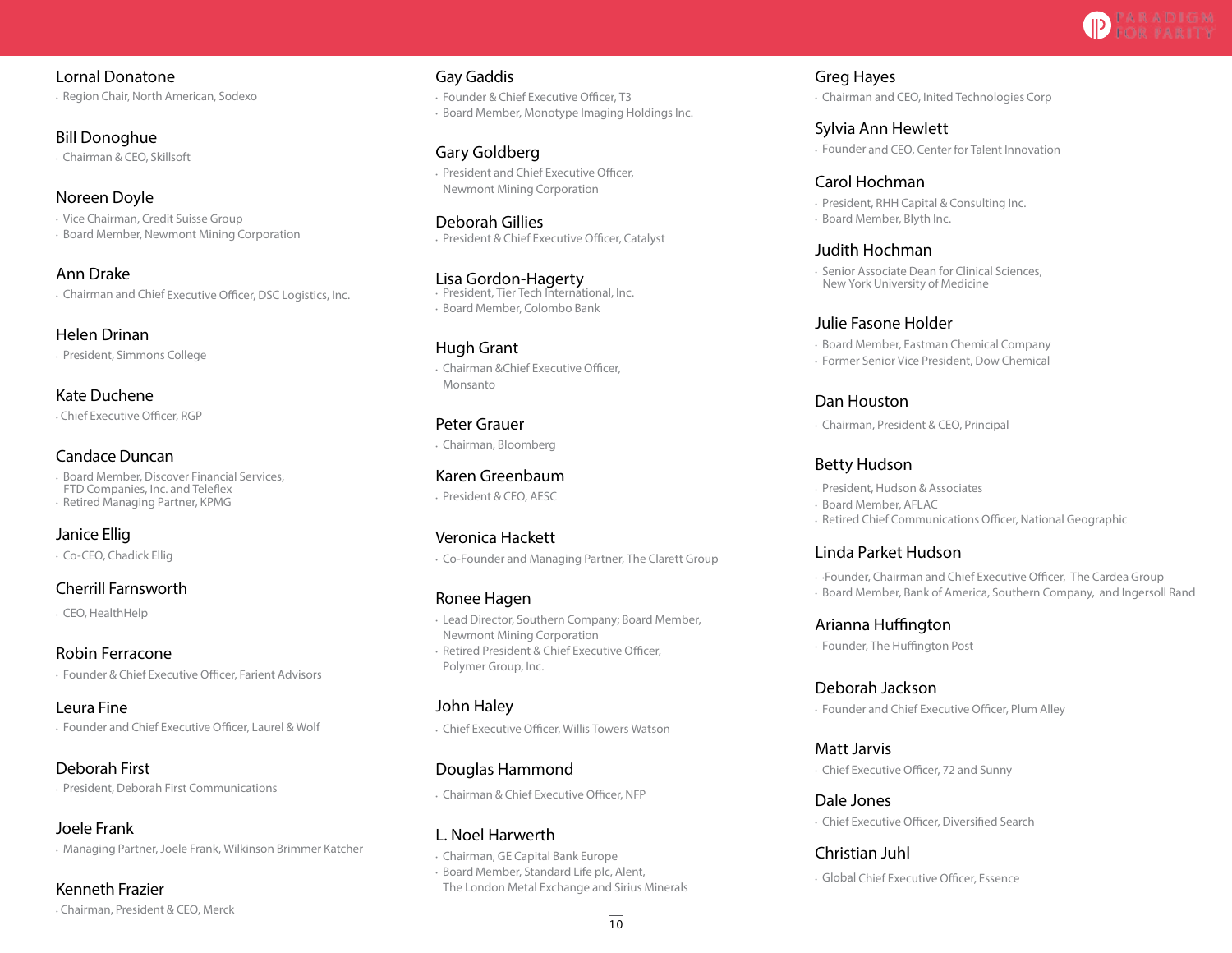### Lornal Donatone

- Region Chair, North American, Sodexo

### Bill Donoghue

- Chairman & CEO, Skillsoft

### Noreen Doyle

- Vice Chairman, Credit Suisse Group
- Board Member, Newmont Mining Corporation

### Ann Drake

- Chairman and Chief Executive Officer, DSC Logistics, Inc.

### Helen Drinan

- President, Simmons College

### Kate Duchene

- Chief Executive Officer, RGP

### Candace Duncan

- Board Member, Discover Financial Services, FTD Companies, Inc. and Teleflex
- Retired Managing Partner, KPMG

### Janice Ellig

- Co-CEO, Chadick Ellig

### Cherrill Farnsworth

- CEO, HealthHelp

### Robin Ferracone

- Founder & Chief Executive Officer, Farient Advisors

### Leura Fine

- Founder and Chief Executive Officer, Laurel & Wolf

### Deborah First

- President, Deborah First Communications

### Joele Frank

- Managing Partner, Joele Frank, Wilkinson Brimmer Katcher

### Kenneth Frazier

- Chairman, President & CEO, Merck

### Gay Gaddis

- Founder & Chief Executive Officer, T3
- Board Member, Monotype Imaging Holdings Inc.

### Gary Goldberg

- President and Chief Executive Officer, Newmont Mining Corporation

### Deborah Gillies

- President & Chief Executive Officer, Catalyst

### Lisa Gordon-Hagerty

- President, Tier Tech International, Inc.
- Board Member, Colombo Bank

### Hugh Grant

- Chairman &Chief Executive Officer, Monsanto

### Peter Grauer

- Chairman, Bloomberg

### Karen Greenbaum

- President & CEO, AESC

### Veronica Hackett

- Co-Founder and Managing Partner, The Clarett Group

### Ronee Hagen

- Lead Director, Southern Company; Board Member, Newmont Mining Corporation
- Retired President & Chief Executive Officer, Polymer Group, Inc.

### John Haley

- Chief Executive Officer, Willis Towers Watson

### Douglas Hammond

- Chairman & Chief Executive Officer, NFP

### L. Noel Harwerth

- Chairman, GE Capital Bank Europe
- Board Member, Standard Life plc, Alent, The London Metal Exchange and Sirius Minerals

### Greg Hayes

- Chairman and CEO, Inited Technologies Corp

### Sylvia Ann Hewlett

- Founder and CEO, Center for Talent Innovation

### Carol Hochman

- President, RHH Capital & Consulting Inc.
- Board Member, Blyth Inc.

### Judith Hochman

- Senior Associate Dean for Clinical Sciences, New York University of Medicine

### Julie Fasone Holder

- Board Member, Eastman Chemical Company
- Former Senior Vice President, Dow Chemical

### Dan Houston

- Chairman, President & CEO, Principal

### Betty Hudson

- President, Hudson & Associates
- Board Member, AFLAC
- Retired Chief Communications Officer, National Geographic

### Linda Parket Hudson

- Founder, Chairman and Chief Executive Officer, The Cardea Group
- Board Member, Bank of America, Southern Company, and Ingersoll Rand

### Arianna Huffington

- Founder, The Huffington Post

### Deborah Jackson

- Founder and Chief Executive Officer, Plum Alley

### Matt Jarvis

- Chief Executive Officer, 72 and Sunny

### Dale Jones

- Chief Executive Officer, Diversified Search

### Christian Juhl

- Global Chief Executive Officer, Essence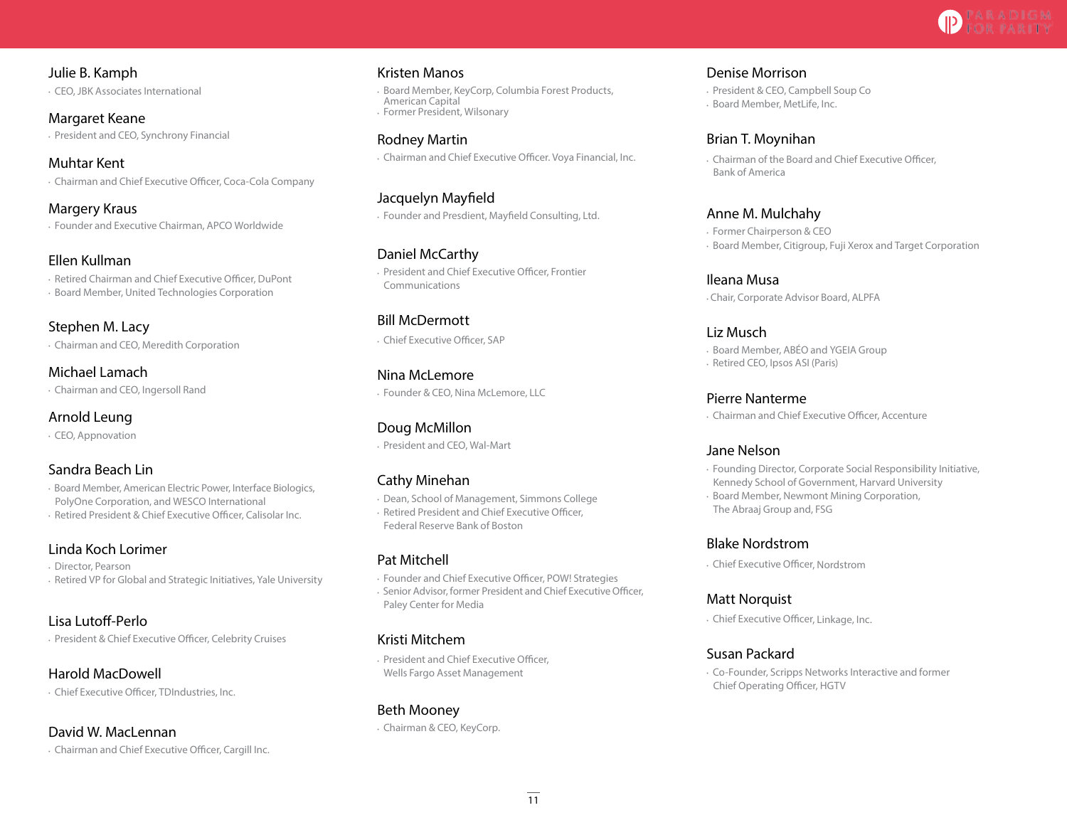**Julie B. Kamph**
- CEO, JBK Associates International

**Margaret Keane**
- President and CEO, Synchrony Financial

**Muhtar Kent**
- Chairman and Chief Executive Officer, Coca-Cola Company

**Margery Kraus**
- Founder and Executive Chairman, APCO Worldwide

**Ellen Kullman**
- Retired Chairman and Chief Executive Officer, DuPont
- Board Member, United Technologies Corporation

**Stephen M. Lacy**
- Chairman and CEO, Meredith Corporation

**Michael Lamach**
- Chairman and CEO, Ingersoll Rand

**Arnold Leung**
- CEO, Appnovation

**Sandra Beach Lin**
- Board Member, American Electric Power, Interface Biologics, PolyOne Corporation, and WESCO International
- Retired President & Chief Executive Officer, Calisolar Inc.

**Linda Koch Lorimer**
- Director, Pearson
- Retired VP for Global and Strategic Initiatives, Yale University

**Lisa Lutoff-Perlo**
- President & Chief Executive Officer, Celebrity Cruises

**Harold MacDowell**
- Chief Executive Officer, TDIndustries, Inc.

**David W. MacLennan**
- Chairman and Chief Executive Officer, Cargill Inc.

**Kristen Manos**
- Board Member, KeyCorp, Columbia Forest Products, American Capital
- Former President, Wilsonary

**Rodney Martin**
- Chairman and Chief Executive Officer. Voya Financial, Inc.

**Jacquelyn Mayfield**
- Founder and Presdient, Mayfield Consulting, Ltd.

**Daniel McCarthy**
- President and Chief Executive Officer, Frontier Communications

**Bill McDermott**
- Chief Executive Officer, SAP

**Nina McLemore**
- Founder & CEO, Nina McLemore, LLC

**Doug McMillon**
- President and CEO, Wal-Mart

**Cathy Minehan**
- Dean, School of Management, Simmons College
- Retired President and Chief Executive Officer, Federal Reserve Bank of Boston

**Pat Mitchell**
- Founder and Chief Executive Officer, POW! Strategies
- Senior Advisor, former President and Chief Executive Officer, Paley Center for Media

**Kristi Mitchem**
- President and Chief Executive Officer, Wells Fargo Asset Management

**Beth Mooney**
- Chairman & CEO, KeyCorp.

**Denise Morrison**
- President & CEO, Campbell Soup Co
- Board Member, MetLife, Inc.

**Brian T. Moynihan**
- Chairman of the Board and Chief Executive Officer, Bank of America

**Anne M. Mulchahy**
- Former Chairperson & CEO
- Board Member, Citigroup, Fuji Xerox and Target Corporation

**Ileana Musa**
- Chair, Corporate Advisor Board, ALPFA

**Liz Musch**
- Board Member, ABÉO and YGEIA Group
- Retired CEO, Ipsos ASI (Paris)

**Pierre Nanterme**
- Chairman and Chief Executive Officer, Accenture

**Jane Nelson**
- Founding Director, Corporate Social Responsibility Initiative, Kennedy School of Government, Harvard University
- Board Member, Newmont Mining Corporation, The Abraaj Group and, FSG

**Blake Nordstrom**
- Chief Executive Officer, Nordstrom

**Matt Norquist**
- Chief Executive Officer, Linkage, Inc.

**Susan Packard**
- Co-Founder, Scripps Networks Interactive and former Chief Operating Officer, HGTV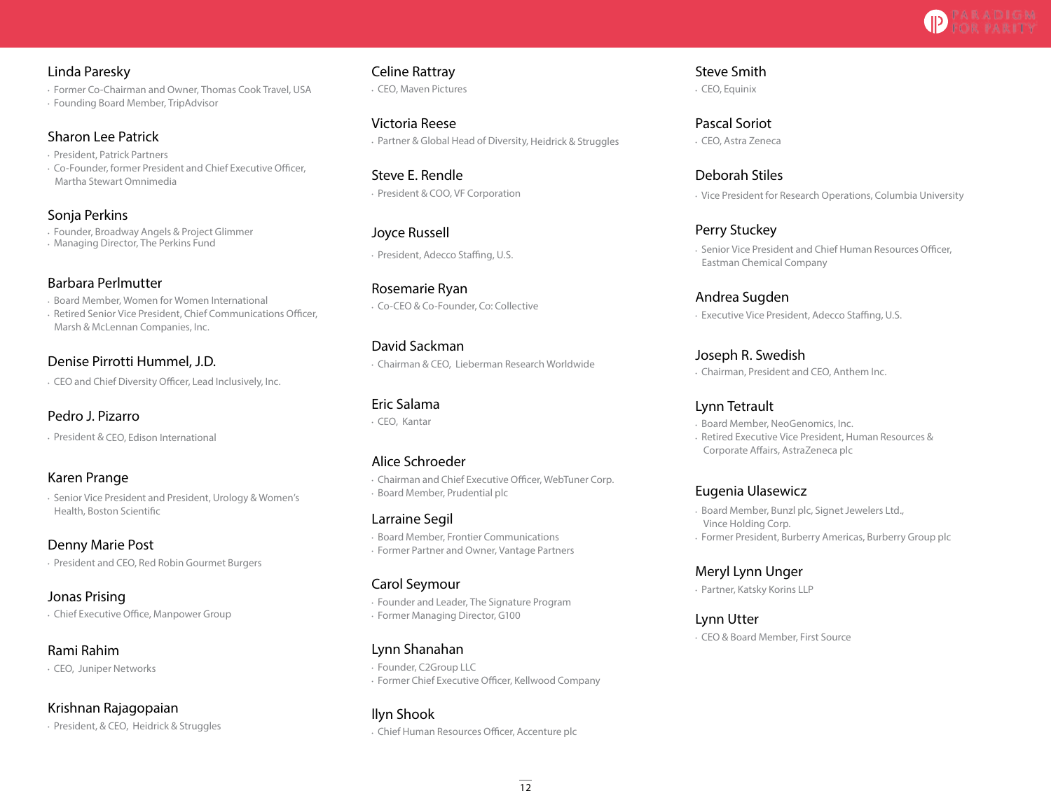**Linda Paresky**
- Former Co-Chairman and Owner, Thomas Cook Travel, USA
- Founding Board Member, TripAdvisor

**Sharon Lee Patrick**
- President, Patrick Partners
- Co-Founder, former President and Chief Executive Officer, Martha Stewart Omnimedia

**Sonja Perkins**
- Founder, Broadway Angels & Project Glimmer
- Managing Director, The Perkins Fund

**Barbara Perlmutter**
- Board Member, Women for Women International
- Retired Senior Vice President, Chief Communications Officer, Marsh & McLennan Companies, Inc.

**Denise Pirrotti Hummel, J.D.**
- CEO and Chief Diversity Officer, Lead Inclusively, Inc.

**Pedro J. Pizarro**
- President & CEO, Edison International

**Karen Prange**
- Senior Vice President and President, Urology & Women's Health, Boston Scientific

**Denny Marie Post**
- President and CEO, Red Robin Gourmet Burgers

**Jonas Prising**
- Chief Executive Office, Manpower Group

**Rami Rahim**
- CEO, Juniper Networks

**Krishnan Rajagopaian**
- President, & CEO, Heidrick & Struggles

**Celine Rattray**
- CEO, Maven Pictures

**Victoria Reese**
- Partner & Global Head of Diversity, Heidrick & Struggles

**Steve E. Rendle**
- President & COO, VF Corporation

**Joyce Russell**
- President, Adecco Staffing, U.S.

**Rosemarie Ryan**
- Co-CEO & Co-Founder, Co: Collective

**David Sackman**
- Chairman & CEO, Lieberman Research Worldwide

**Eric Salama**
- CEO, Kantar

**Alice Schroeder**
- Chairman and Chief Executive Officer, WebTuner Corp.
- Board Member, Prudential plc

**Larraine Segil**
- Board Member, Frontier Communications
- Former Partner and Owner, Vantage Partners

**Carol Seymour**
- Founder and Leader, The Signature Program
- Former Managing Director, G100

**Lynn Shanahan**
- Founder, C2Group LLC
- Former Chief Executive Officer, Kellwood Company

**Ilyn Shook**
- Chief Human Resources Officer, Accenture plc

**Steve Smith**
- CEO, Equinix

**Pascal Soriot**
- CEO, Astra Zeneca

**Deborah Stiles**
- Vice President for Research Operations, Columbia University

**Perry Stuckey**
- Senior Vice President and Chief Human Resources Officer, Eastman Chemical Company

**Andrea Sugden**
- Executive Vice President, Adecco Staffing, U.S.

**Joseph R. Swedish**
- Chairman, President and CEO, Anthem Inc.

**Lynn Tetrault**
- Board Member, NeoGenomics, Inc.
- Retired Executive Vice President, Human Resources & Corporate Affairs, AstraZeneca plc

**Eugenia Ulasewicz**
- Board Member, Bunzl plc, Signet Jewelers Ltd., Vince Holding Corp.
- Former President, Burberry Americas, Burberry Group plc

**Meryl Lynn Unger**
- Partner, Katsky Korins LLP

**Lynn Utter**
- CEO & Board Member, First Source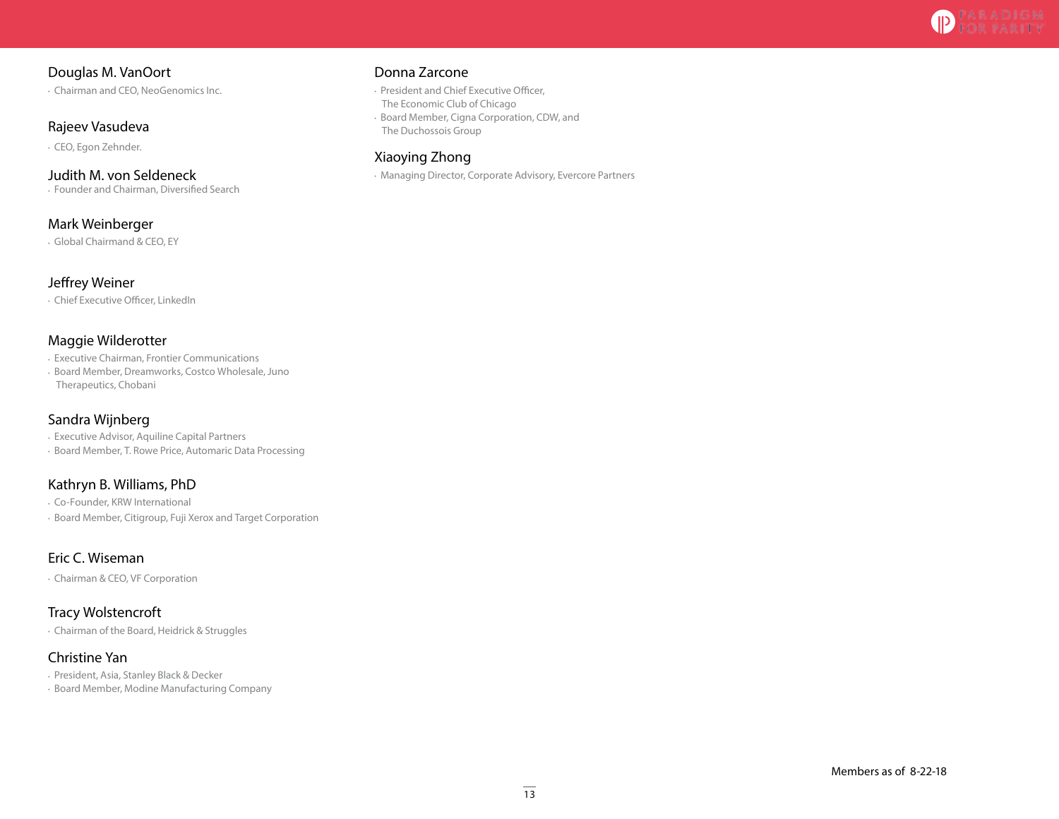### Douglas M. VanOort

- Chairman and CEO, NeoGenomics Inc.

### Rajeev Vasudeva

- CEO, Egon Zehnder.

### Judith M. von Seldeneck

- Founder and Chairman, Diversified Search

### Mark Weinberger

- Global Chairmand & CEO, EY

### Jeffrey Weiner

- Chief Executive Officer, LinkedIn

### Maggie Wilderotter

- Executive Chairman, Frontier Communications
- Board Member, Dreamworks, Costco Wholesale, Juno Therapeutics, Chobani

### Sandra Wijnberg

- Executive Advisor, Aquiline Capital Partners
- Board Member, T. Rowe Price, Automaric Data Processing

### Kathryn B. Williams, PhD

- Co-Founder, KRW International
- Board Member, Citigroup, Fuji Xerox and Target Corporation

### Eric C. Wiseman

- Chairman & CEO, VF Corporation

### Tracy Wolstencroft

- Chairman of the Board, Heidrick & Struggles

### Christine Yan

- President, Asia, Stanley Black & Decker
- Board Member, Modine Manufacturing Company

### Donna Zarcone

- President and Chief Executive Officer, The Economic Club of Chicago
- Board Member, Cigna Corporation, CDW, and The Duchossois Group

### Xiaoying Zhong

- Managing Director, Corporate Advisory, Evercore Partners

Members as of 8-22-18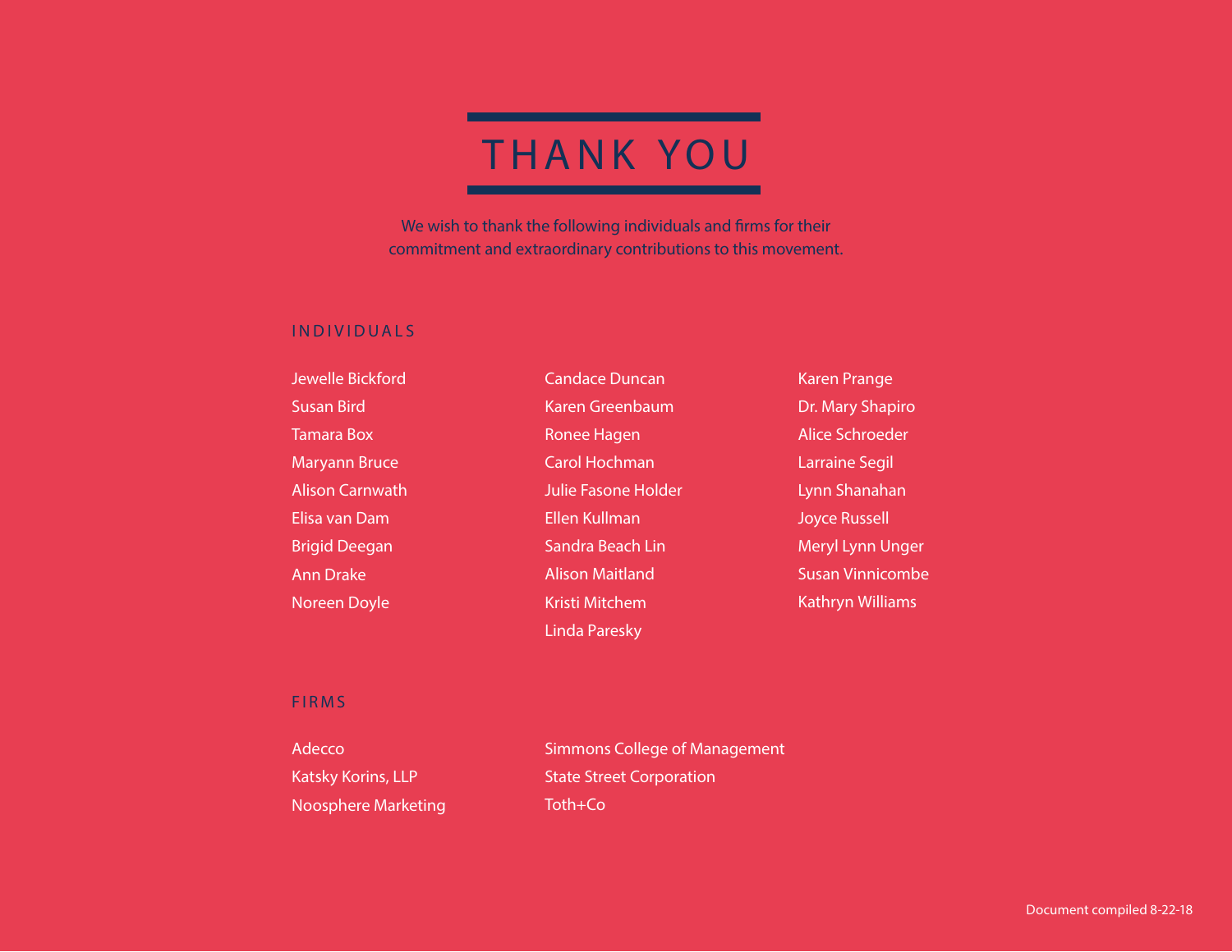# THANK YOU

We wish to thank the following individuals and firms for their commitment and extraordinary contributions to this movement.

## INDIVIDUALS

Jewelle Bickford
Susan Bird
Tamara Box
Maryann Bruce
Alison Carnwath
Elisa van Dam
Brigid Deegan
Ann Drake
Noreen Doyle
Candace Duncan
Karen Greenbaum
Ronee Hagen
Carol Hochman
Julie Fasone Holder
Ellen Kullman
Sandra Beach Lin
Alison Maitland
Kristi Mitchem
Linda Paresky
Karen Prange
Dr. Mary Shapiro
Alice Schroeder
Larraine Segil
Lynn Shanahan
Joyce Russell
Meryl Lynn Unger
Susan Vinnicombe
Kathryn Williams

## FIRMS

Adecco
Katsky Korins, LLP
Noosphere Marketing
Simmons College of Management
State Street Corporation
Toth+Co

Document compiled 8-22-18